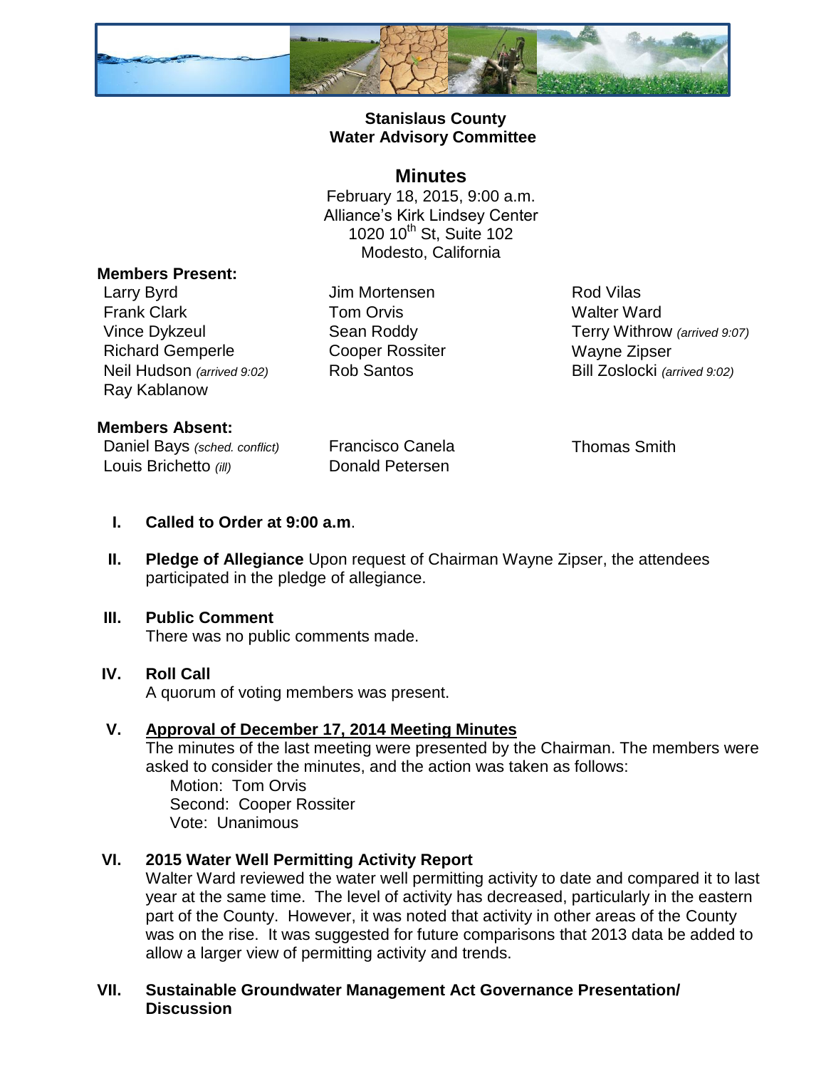**Stanislaus County**
**Water Advisory Committee**

# Minutes

February 18, 2015, 9:00 a.m.
Alliance's Kirk Lindsey Center
1020 10th St, Suite 102
Modesto, California

**Members Present:**

| | | |
|---|---|---|
| Larry Byrd | Jim Mortensen | Rod Vilas |
| Frank Clark | Tom Orvis | Walter Ward |
| Vince Dykzeul | Sean Roddy | Terry Withrow *(arrived 9:07)* |
| Richard Gemperle | Cooper Rossiter | Wayne Zipser |
| Neil Hudson *(arrived 9:02)* | Rob Santos | Bill Zoslocki *(arrived 9:02)* |
| Ray Kablanow | | |

**Members Absent:**

| | | |
|---|---|---|
| Daniel Bays *(sched. conflict)* | Francisco Canela | Thomas Smith |
| Louis Brichetto *(ill)* | Donald Petersen | |

I. **Called to Order at 9:00 a.m**.

II. **Pledge of Allegiance** Upon request of Chairman Wayne Zipser, the attendees participated in the pledge of allegiance.

III. **Public Comment**
There was no public comments made.

IV. **Roll Call**
A quorum of voting members was present.

V. **Approval of December 17, 2014 Meeting Minutes**
The minutes of the last meeting were presented by the Chairman. The members were asked to consider the minutes, and the action was taken as follows:
Motion: Tom Orvis
Second: Cooper Rossiter
Vote: Unanimous

VI. **2015 Water Well Permitting Activity Report**
Walter Ward reviewed the water well permitting activity to date and compared it to last year at the same time. The level of activity has decreased, particularly in the eastern part of the County. However, it was noted that activity in other areas of the County was on the rise. It was suggested for future comparisons that 2013 data be added to allow a larger view of permitting activity and trends.

VII. **Sustainable Groundwater Management Act Governance Presentation/ Discussion**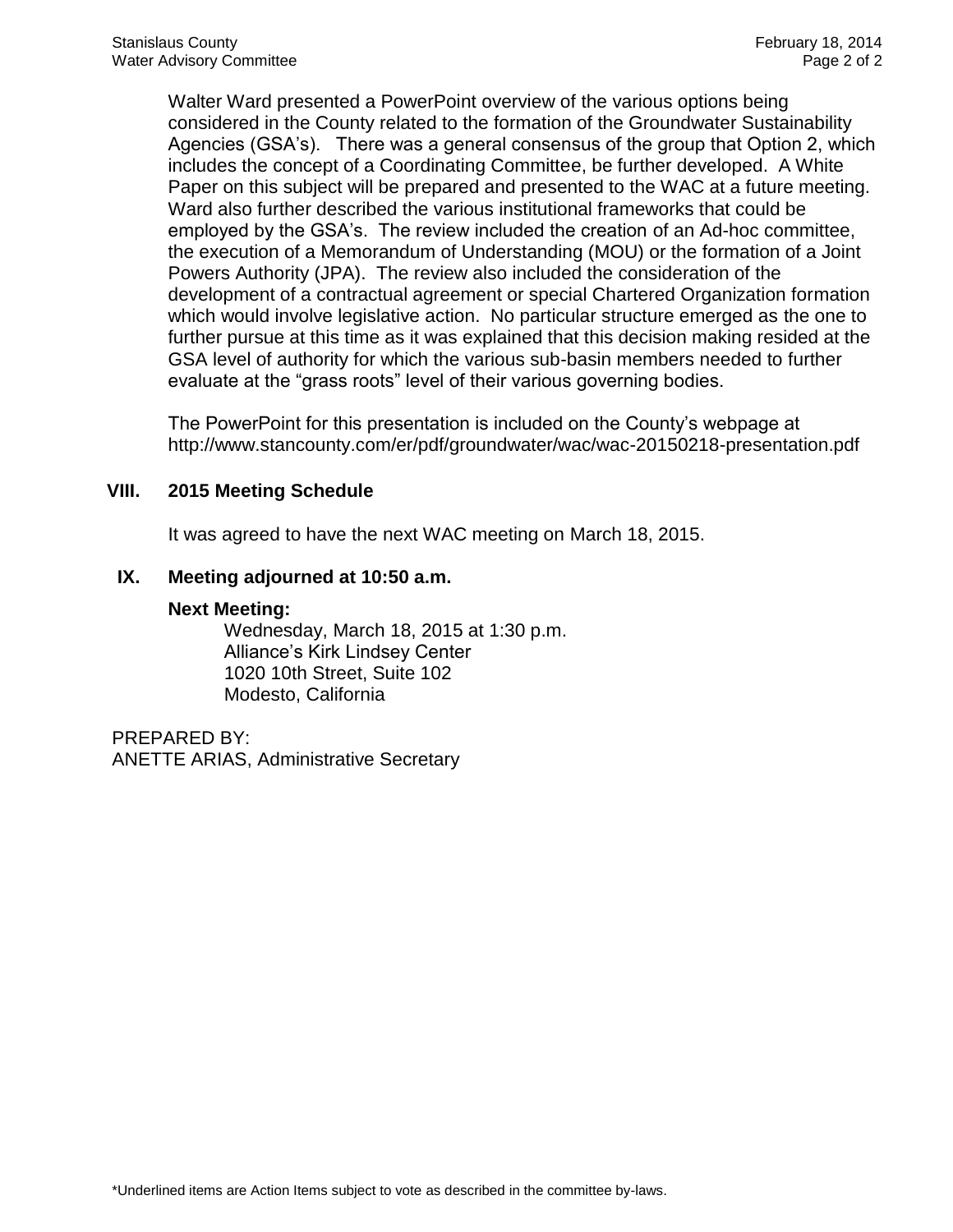Walter Ward presented a PowerPoint overview of the various options being considered in the County related to the formation of the Groundwater Sustainability Agencies (GSA's). There was a general consensus of the group that Option 2, which includes the concept of a Coordinating Committee, be further developed. A White Paper on this subject will be prepared and presented to the WAC at a future meeting. Ward also further described the various institutional frameworks that could be employed by the GSA's. The review included the creation of an Ad-hoc committee, the execution of a Memorandum of Understanding (MOU) or the formation of a Joint Powers Authority (JPA). The review also included the consideration of the development of a contractual agreement or special Chartered Organization formation which would involve legislative action. No particular structure emerged as the one to further pursue at this time as it was explained that this decision making resided at the GSA level of authority for which the various sub-basin members needed to further evaluate at the "grass roots" level of their various governing bodies.

The PowerPoint for this presentation is included on the County's webpage at http://www.stancounty.com/er/pdf/groundwater/wac/wac-20150218-presentation.pdf

## VIII. 2015 Meeting Schedule

It was agreed to have the next WAC meeting on March 18, 2015.

## IX. Meeting adjourned at 10:50 a.m.

**Next Meeting:**

Wednesday, March 18, 2015 at 1:30 p.m.
Alliance's Kirk Lindsey Center
1020 10th Street, Suite 102
Modesto, California

PREPARED BY:
ANETTE ARIAS, Administrative Secretary

*Underlined items are Action Items subject to vote as described in the committee by-laws.